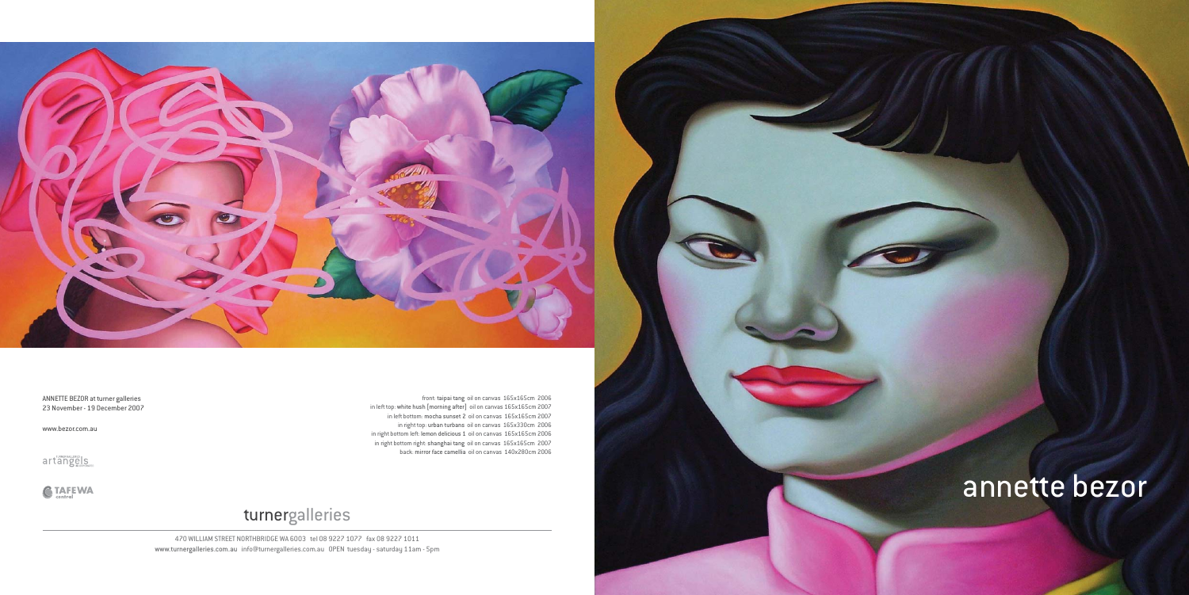# annette bezor

ANNETTE BEZOR at turner galleries
23 November - 19 December 2007

www.bezor.com.au

artangels

TAFEWA central

front: **taipai tang** oil on canvas 165x165cm 2006
in left top: **white hush [morning after]** oil on canvas 165x165cm 2007
in left bottom: **mocha sunset 2** oil on canvas 165x165cm 2007
in right top: **urban turbans** oil on canvas 165x330cm 2006
in right bottom left: **lemon delicious 1** oil on canvas 165x165cm 2006
in right bottom right: **shanghai tang** oil on canvas 165x165cm 2007
back: **mirror face camellia** oil on canvas 140x280cm 2006

## turnergalleries

470 WILLIAM STREET NORTHBRIDGE WA 6003 tel 08 9227 1077 fax 08 9227 1011
www.turnergalleries.com.au info@turnergalleries.com.au OPEN tuesday - saturday 11am - 5pm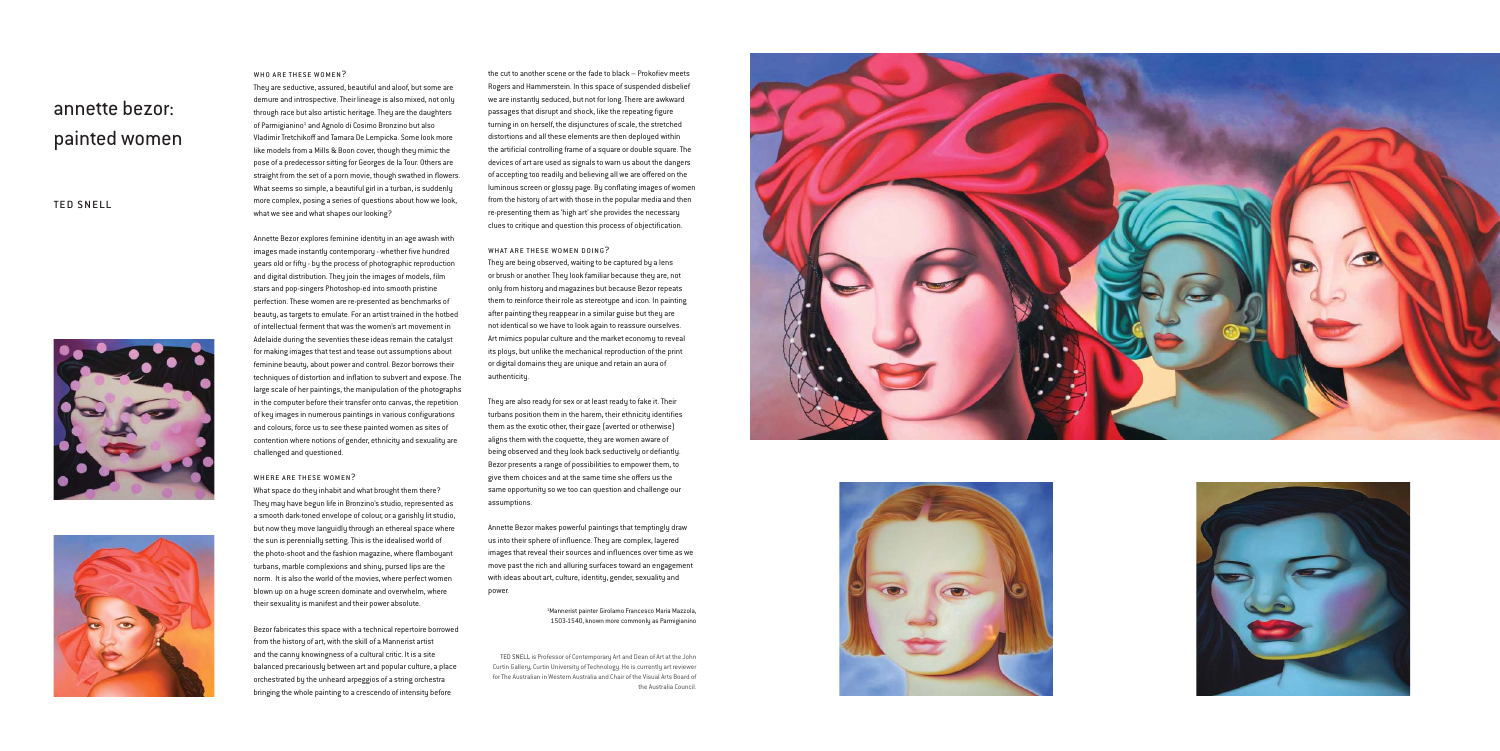# annette bezor: painted women

## TED SNELL

### WHO ARE THESE WOMEN?

They are seductive, assured, beautiful and aloof, but some are demure and introspective. Their lineage is also mixed, not only through race but also artistic heritage. They are the daughters of Parmigianino[1] and Agnolo di Cosimo Bronzino but also Vladimir Tretchikoff and Tamara De Lempicka. Some look more like models from a Mills & Boon cover, though they mimic the pose of a predecessor sitting for Georges de la Tour. Others are straight from the set of a porn movie, though swathed in flowers. What seems so simple, a beautiful girl in a turban, is suddenly more complex, posing a series of questions about how we look, what we see and what shapes our looking?

Annette Bezor explores feminine identity in an age awash with images made instantly contemporary - whether five hundred years old or fifty - by the process of photographic reproduction and digital distribution. They join the images of models, film stars and pop-singers Photoshop-ed into smooth pristine perfection. These women are re-presented as benchmarks of beauty, as targets to emulate. For an artist trained in the hotbed of intellectual ferment that was the women's art movement in Adelaide during the seventies these ideas remain the catalyst for making images that test and tease out assumptions about feminine beauty, about power and control. Bezor borrows their techniques of distortion and inflation to subvert and expose. The large scale of her paintings, the manipulation of the photographs in the computer before their transfer onto canvas, the repetition of key images in numerous paintings in various configurations and colours, force us to see these painted women as sites of contention where notions of gender, ethnicity and sexuality are challenged and questioned.

### WHERE ARE THESE WOMEN?

What space do they inhabit and what brought them there? They may have begun life in Bronzino's studio, represented as a smooth dark-toned envelope of colour, or a garishly lit studio, but now they move languidly through an ethereal space where the sun is perennially setting. This is the idealised world of the photo-shoot and the fashion magazine, where flamboyant turbans, marble complexions and shiny, pursed lips are the norm. It is also the world of the movies, where perfect women blown up on a huge screen dominate and overwhelm, where their sexuality is manifest and their power absolute.

Bezor fabricates this space with a technical repertoire borrowed from the history of art, with the skill of a Mannerist artist and the canny knowingness of a cultural critic. It is a site balanced precariously between art and popular culture, a place orchestrated by the unheard arpeggios of a string orchestra bringing the whole painting to a crescendo of intensity before the cut to another scene or the fade to black – Prokofiev meets Rogers and Hammerstein. In this space of suspended disbelief we are instantly seduced, but not for long. There are awkward passages that disrupt and shock, like the repeating figure turning in on herself, the disjunctures of scale, the stretched distortions and all these elements are then deployed within the artificial controlling frame of a square or double square. The devices of art are used as signals to warn us about the dangers of accepting too readily and believing all we are offered on the luminous screen or glossy page. By conflating images of women from the history of art with those in the popular media and then re-presenting them as 'high art' she provides the necessary clues to critique and question this process of objectification.

### WHAT ARE THESE WOMEN DOING?

They are being observed, waiting to be captured by a lens or brush or another. They look familiar because they are, not only from history and magazines but because Bezor repeats them to reinforce their role as stereotype and icon. In painting after painting they reappear in a similar guise but they are not identical so we have to look again to reassure ourselves. Art mimics popular culture and the market economy to reveal its ploys, but unlike the mechanical reproduction of the print or digital domains they are unique and retain an aura of authenticity.

They are also ready for sex or at least ready to fake it. Their turbans position them in the harem, their ethnicity identifies them as the exotic other, their gaze (averted or otherwise) aligns them with the coquette, they are women aware of being observed and they look back seductively or defiantly. Bezor presents a range of possibilities to empower them, to give them choices and at the same time she offers us the same opportunity so we too can question and challenge our assumptions.

Annette Bezor makes powerful paintings that temptingly draw us into their sphere of influence. They are complex, layered images that reveal their sources and influences over time as we move past the rich and alluring surfaces toward an engagement with ideas about art, culture, identity, gender, sexuality and power.

[1]Mannerist painter Girolamo Francesco Maria Mazzola, 1503-1540, known more commonly as Parmigianino

TED SNELL is Professor of Contemporary Art and Dean of Art at the John Curtin Gallery, Curtin University of Technology. He is currently art reviewer for The Australian in Western Australia and Chair of the Visual Arts Board of the Australia Council.